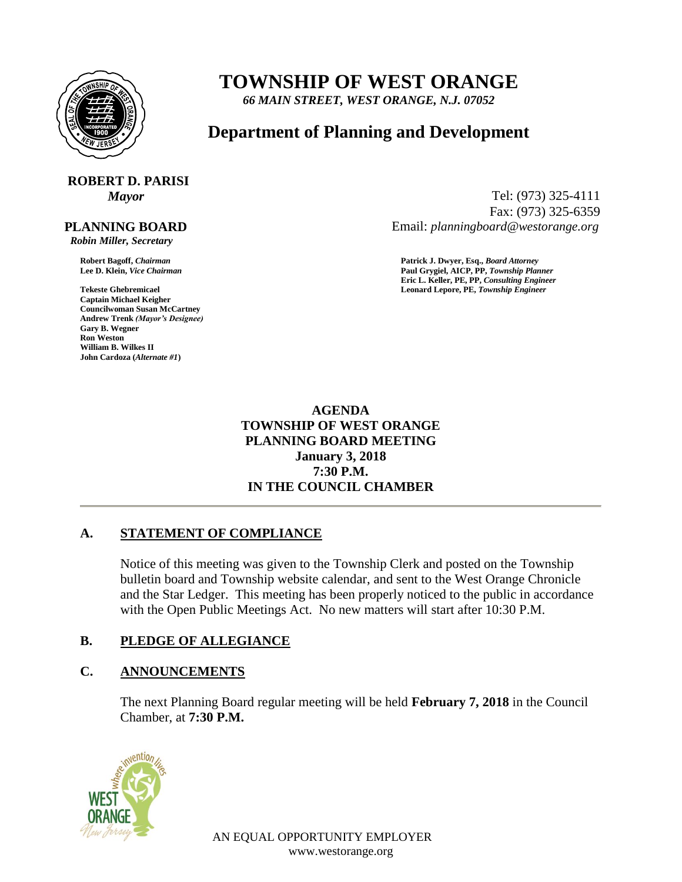# TOWNSHIP OF WEST ORANGE

*66 MAIN STREET, WEST ORANGE, N.J. 07052*

## Department of Planning and Development

**ROBERT D. PARISI**
*Mayor*

Tel: (973) 325-4111
Fax: (973) 325-6359
Email: *planningboard@westorange.org*

**PLANNING BOARD**
*Robin Miller, Secretary*

**Robert Bagoff,** ***Chairman***
**Lee D. Klein,** ***Vice Chairman***

**Tekeste Ghebremicael**
**Captain Michael Keigher**
**Councilwoman Susan McCartney**
**Andrew Trenk** ***(Mayor's Designee)***
**Gary B. Wegner**
**Ron Weston**
**William B. Wilkes II**
**John Cardoza (*****Alternate #1*****)**

**Patrick J. Dwyer, Esq.,** ***Board Attorney***
**Paul Grygiel, AICP, PP,** ***Township Planner***
**Eric L. Keller, PE, PP,** ***Consulting Engineer***
**Leonard Lepore, PE,** ***Township Engineer***

**AGENDA**
**TOWNSHIP OF WEST ORANGE**
**PLANNING BOARD MEETING**
**January 3, 2018**
**7:30 P.M.**
**IN THE COUNCIL CHAMBER**

---

### A. STATEMENT OF COMPLIANCE

Notice of this meeting was given to the Township Clerk and posted on the Township bulletin board and Township website calendar, and sent to the West Orange Chronicle and the Star Ledger. This meeting has been properly noticed to the public in accordance with the Open Public Meetings Act. No new matters will start after 10:30 P.M.

### B. PLEDGE OF ALLEGIANCE

### C. ANNOUNCEMENTS

The next Planning Board regular meeting will be held **February 7, 2018** in the Council Chamber, at **7:30 P.M.**

AN EQUAL OPPORTUNITY EMPLOYER
www.westorange.org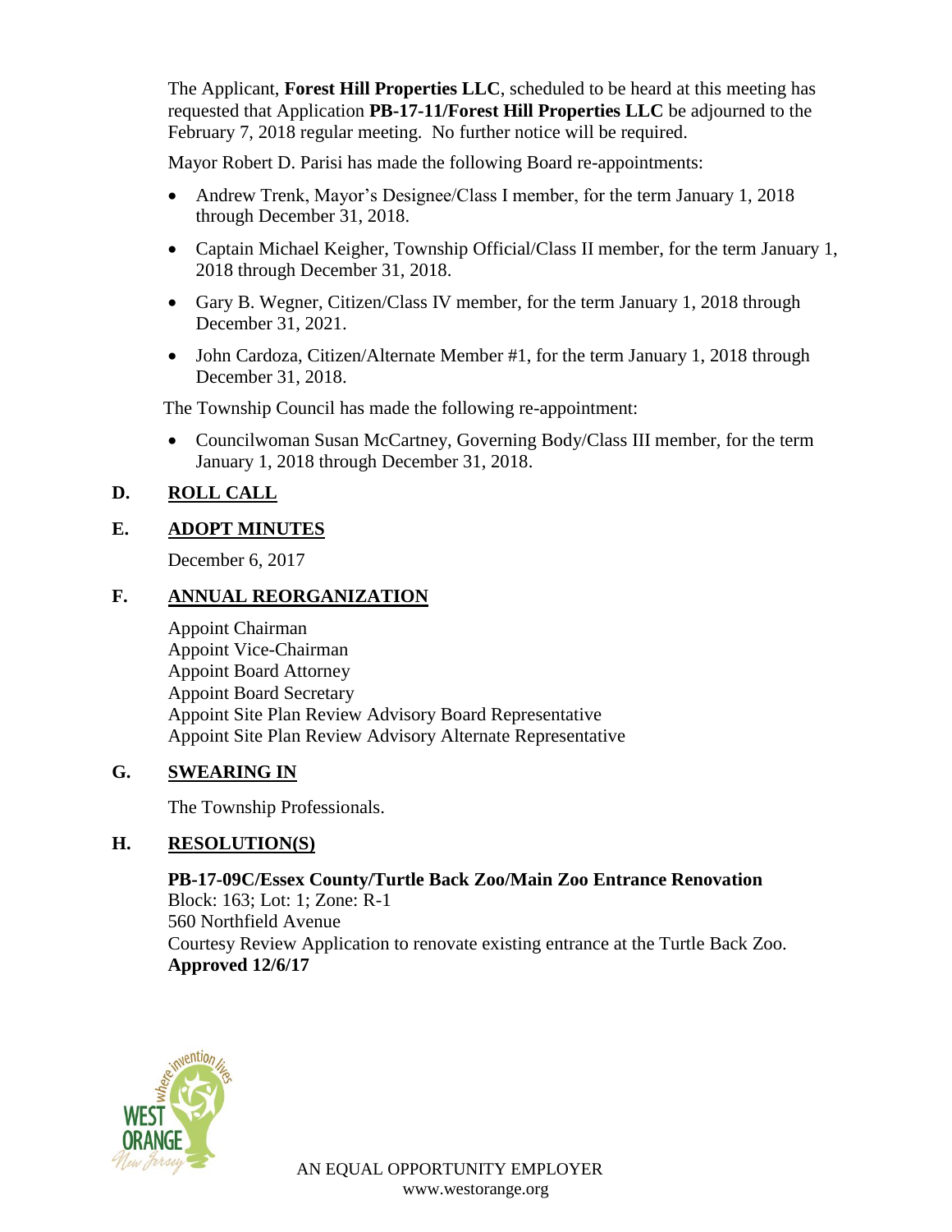The Applicant, **Forest Hill Properties LLC**, scheduled to be heard at this meeting has requested that Application **PB-17-11/Forest Hill Properties LLC** be adjourned to the February 7, 2018 regular meeting. No further notice will be required.

Mayor Robert D. Parisi has made the following Board re-appointments:

- Andrew Trenk, Mayor's Designee/Class I member, for the term January 1, 2018 through December 31, 2018.
- Captain Michael Keigher, Township Official/Class II member, for the term January 1, 2018 through December 31, 2018.
- Gary B. Wegner, Citizen/Class IV member, for the term January 1, 2018 through December 31, 2021.
- John Cardoza, Citizen/Alternate Member #1, for the term January 1, 2018 through December 31, 2018.

The Township Council has made the following re-appointment:

- Councilwoman Susan McCartney, Governing Body/Class III member, for the term January 1, 2018 through December 31, 2018.

## D. ROLL CALL

## E. ADOPT MINUTES

December 6, 2017

## F. ANNUAL REORGANIZATION

Appoint Chairman
Appoint Vice-Chairman
Appoint Board Attorney
Appoint Board Secretary
Appoint Site Plan Review Advisory Board Representative
Appoint Site Plan Review Advisory Alternate Representative

## G. SWEARING IN

The Township Professionals.

## H. RESOLUTION(S)

**PB-17-09C/Essex County/Turtle Back Zoo/Main Zoo Entrance Renovation**
Block: 163; Lot: 1; Zone: R-1
560 Northfield Avenue
Courtesy Review Application to renovate existing entrance at the Turtle Back Zoo.
**Approved 12/6/17**

AN EQUAL OPPORTUNITY EMPLOYER
www.westorange.org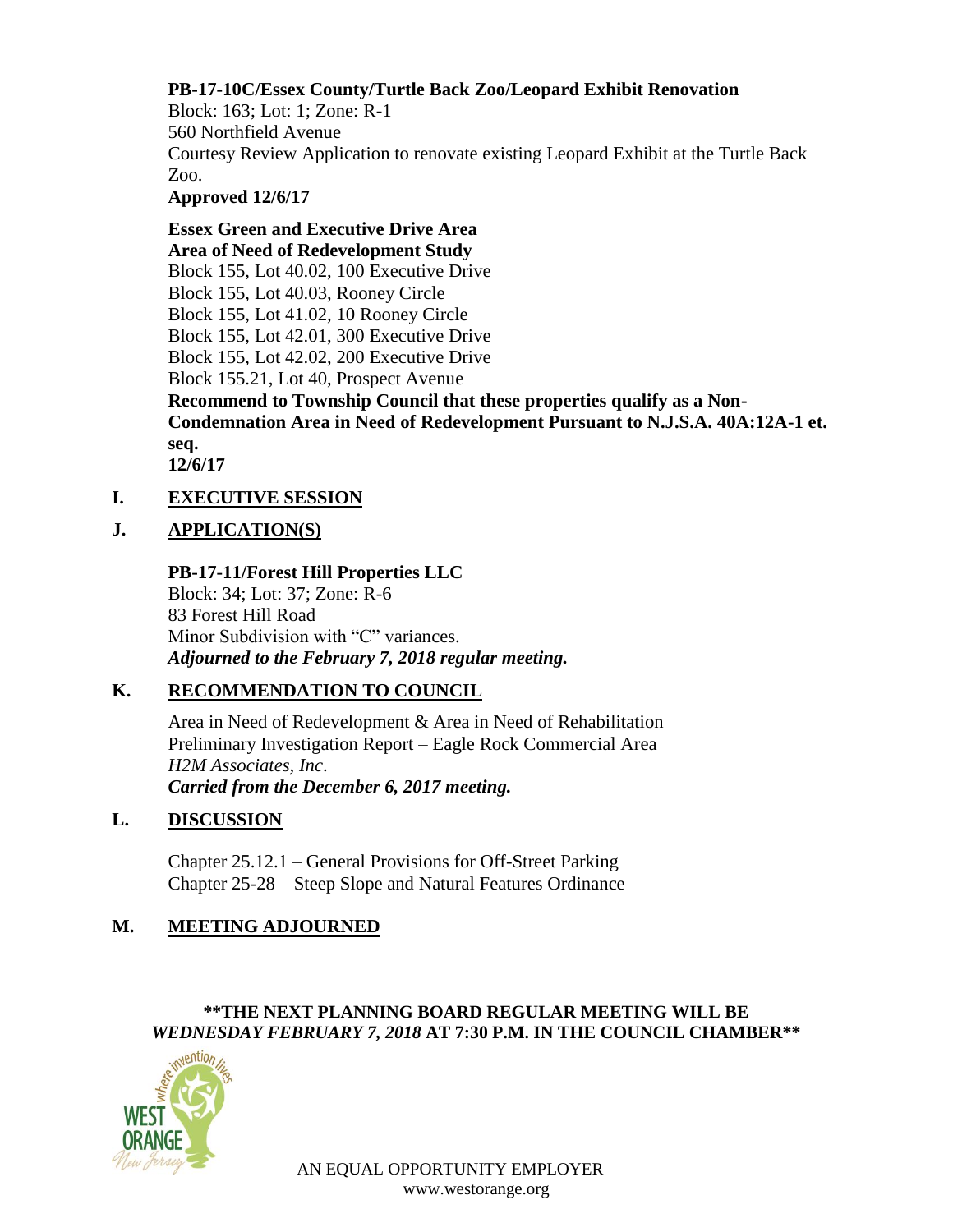**PB-17-10C/Essex County/Turtle Back Zoo/Leopard Exhibit Renovation**
Block: 163; Lot: 1; Zone: R-1
560 Northfield Avenue
Courtesy Review Application to renovate existing Leopard Exhibit at the Turtle Back Zoo.
**Approved 12/6/17**

**Essex Green and Executive Drive Area**
**Area of Need of Redevelopment Study**
Block 155, Lot 40.02, 100 Executive Drive
Block 155, Lot 40.03, Rooney Circle
Block 155, Lot 41.02, 10 Rooney Circle
Block 155, Lot 42.01, 300 Executive Drive
Block 155, Lot 42.02, 200 Executive Drive
Block 155.21, Lot 40, Prospect Avenue
**Recommend to Township Council that these properties qualify as a Non-Condemnation Area in Need of Redevelopment Pursuant to N.J.S.A. 40A:12A-1 et. seq.**
**12/6/17**

## I. EXECUTIVE SESSION

## J. APPLICATION(S)

**PB-17-11/Forest Hill Properties LLC**
Block: 34; Lot: 37; Zone: R-6
83 Forest Hill Road
Minor Subdivision with "C" variances.
***Adjourned to the February 7, 2018 regular meeting.***

## K. RECOMMENDATION TO COUNCIL

Area in Need of Redevelopment & Area in Need of Rehabilitation
Preliminary Investigation Report – Eagle Rock Commercial Area
*H2M Associates, Inc.*
***Carried from the December 6, 2017 meeting.***

## L. DISCUSSION

Chapter 25.12.1 – General Provisions for Off-Street Parking
Chapter 25-28 – Steep Slope and Natural Features Ordinance

## M. MEETING ADJOURNED

**\*\*THE NEXT PLANNING BOARD REGULAR MEETING WILL BE *WEDNESDAY FEBRUARY 7, 2018* AT 7:30 P.M. IN THE COUNCIL CHAMBER\*\***

WEST ORANGE where invention lives New Jersey

AN EQUAL OPPORTUNITY EMPLOYER
www.westorange.org